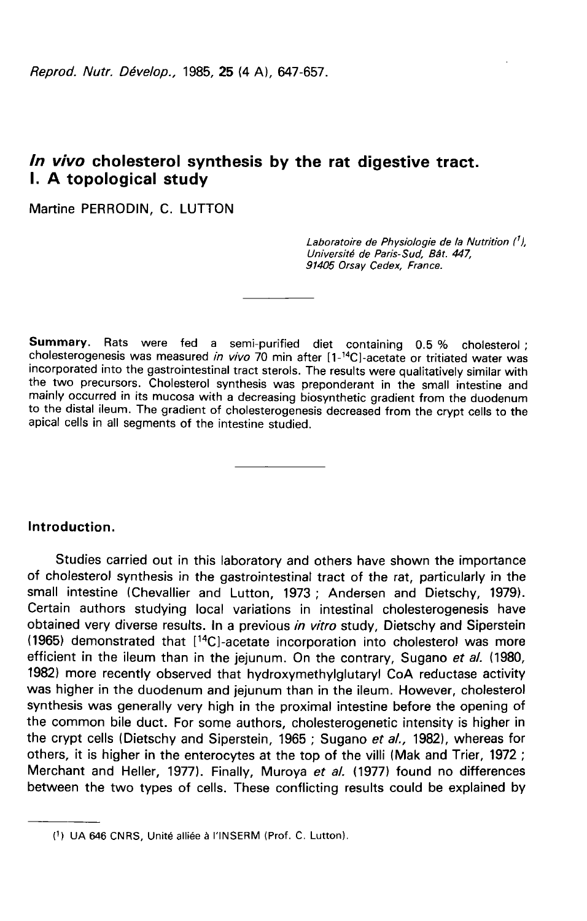# *In vivo* cholesterol synthesis by the rat digestive tract. I. A topological study

Martine PERRODIN, C. LUTTON

*Laboratoire de Physiologie de la Nutrition* [1], *Université de Paris-Sud, Bât. 447, 91405 Orsay Cedex, France.*

**Summary.** Rats were fed a semi-purified diet containing 0.5 % cholesterol ; cholesterogenesis was measured *in vivo* 70 min after [1-$^{14}$C]-acetate or tritiated water was incorporated into the gastrointestinal tract sterols. The results were qualitatively similar with the two precursors. Cholesterol synthesis was preponderant in the small intestine and mainly occurred in its mucosa with a decreasing biosynthetic gradient from the duodenum to the distal ileum. The gradient of cholesterogenesis decreased from the crypt cells to the apical cells in all segments of the intestine studied.

## Introduction.

Studies carried out in this laboratory and others have shown the importance of cholesterol synthesis in the gastrointestinal tract of the rat, particularly in the small intestine (Chevallier and Lutton, 1973 ; Andersen and Dietschy, 1979). Certain authors studying local variations in intestinal cholesterogenesis have obtained very diverse results. In a previous *in vitro* study, Dietschy and Siperstein (1965) demonstrated that [$^{14}$C]-acetate incorporation into cholesterol was more efficient in the ileum than in the jejunum. On the contrary, Sugano *et al.* (1980, 1982) more recently observed that hydroxymethylglutaryl CoA reductase activity was higher in the duodenum and jejunum than in the ileum. However, cholesterol synthesis was generally very high in the proximal intestine before the opening of the common bile duct. For some authors, cholesterogenetic intensity is higher in the crypt cells (Dietschy and Siperstein, 1965 ; Sugano *et al.*, 1982), whereas for others, it is higher in the enterocytes at the top of the villi (Mak and Trier, 1972 ; Merchant and Heller, 1977). Finally, Muroya *et al.* (1977) found no differences between the two types of cells. These conflicting results could be explained by

[1] UA 646 CNRS, Unité alliée à l'INSERM (Prof. C. Lutton).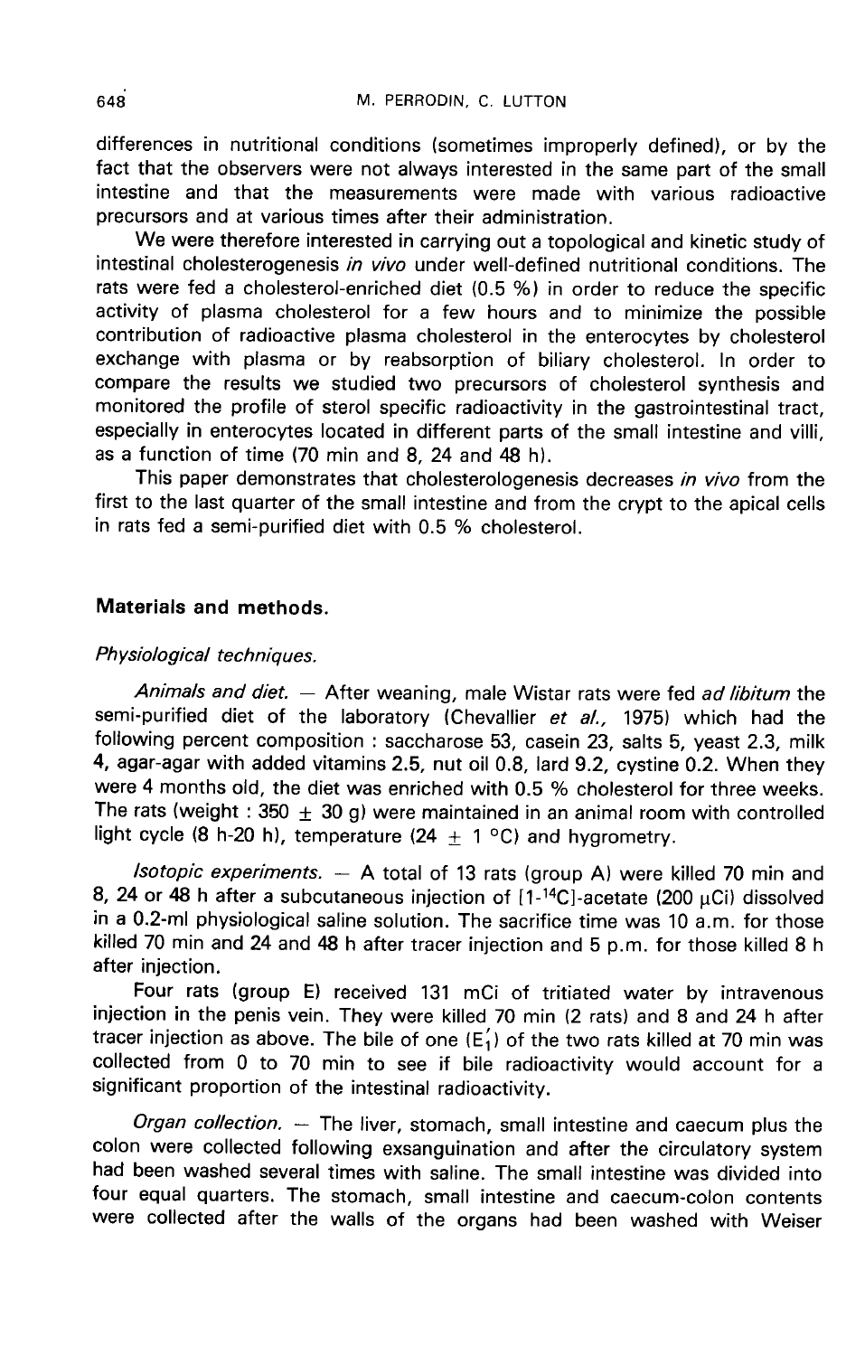differences in nutritional conditions (sometimes improperly defined), or by the fact that the observers were not always interested in the same part of the small intestine and that the measurements were made with various radioactive precursors and at various times after their administration.

We were therefore interested in carrying out a topological and kinetic study of intestinal cholesterogenesis *in vivo* under well-defined nutritional conditions. The rats were fed a cholesterol-enriched diet (0.5 %) in order to reduce the specific activity of plasma cholesterol for a few hours and to minimize the possible contribution of radioactive plasma cholesterol in the enterocytes by cholesterol exchange with plasma or by reabsorption of biliary cholesterol. In order to compare the results we studied two precursors of cholesterol synthesis and monitored the profile of sterol specific radioactivity in the gastrointestinal tract, especially in enterocytes located in different parts of the small intestine and villi, as a function of time (70 min and 8, 24 and 48 h).

This paper demonstrates that cholesterologenesis decreases *in vivo* from the first to the last quarter of the small intestine and from the crypt to the apical cells in rats fed a semi-purified diet with 0.5 % cholesterol.

## Materials and methods.

### Physiological techniques.

*Animals and diet.* — After weaning, male Wistar rats were fed *ad libitum* the semi-purified diet of the laboratory (Chevallier *et al.*, 1975) which had the following percent composition : saccharose 53, casein 23, salts 5, yeast 2.3, milk 4, agar-agar with added vitamins 2.5, nut oil 0.8, lard 9.2, cystine 0.2. When they were 4 months old, the diet was enriched with 0.5 % cholesterol for three weeks. The rats (weight : 350 ± 30 g) were maintained in an animal room with controlled light cycle (8 h-20 h), temperature (24 ± 1 °C) and hygrometry.

*Isotopic experiments.* — A total of 13 rats (group A) were killed 70 min and 8, 24 or 48 h after a subcutaneous injection of [1-$^{14}$C]-acetate (200 μCi) dissolved in a 0.2-ml physiological saline solution. The sacrifice time was 10 a.m. for those killed 70 min and 24 and 48 h after tracer injection and 5 p.m. for those killed 8 h after injection.

Four rats (group E) received 131 mCi of tritiated water by intravenous injection in the penis vein. They were killed 70 min (2 rats) and 8 and 24 h after tracer injection as above. The bile of one ($E_1'$) of the two rats killed at 70 min was collected from 0 to 70 min to see if bile radioactivity would account for a significant proportion of the intestinal radioactivity.

*Organ collection.* — The liver, stomach, small intestine and caecum plus the colon were collected following exsanguination and after the circulatory system had been washed several times with saline. The small intestine was divided into four equal quarters. The stomach, small intestine and caecum-colon contents were collected after the walls of the organs had been washed with Weiser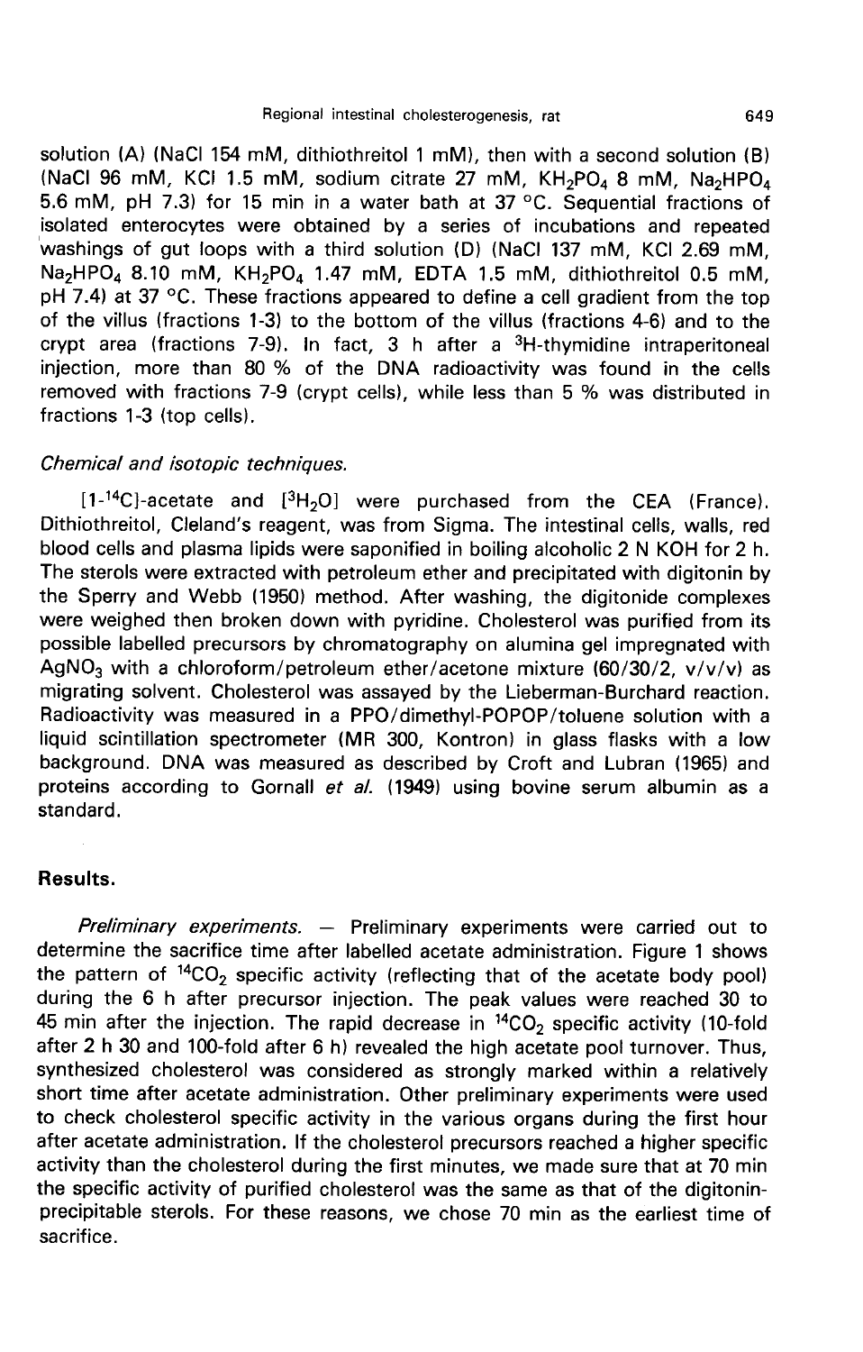solution (A) (NaCl 154 mM, dithiothreitol 1 mM), then with a second solution (B) (NaCl 96 mM, KCl 1.5 mM, sodium citrate 27 mM, $KH_2PO_4$ 8 mM, $Na_2HPO_4$ 5.6 mM, pH 7.3) for 15 min in a water bath at 37 °C. Sequential fractions of isolated enterocytes were obtained by a series of incubations and repeated washings of gut loops with a third solution (D) (NaCl 137 mM, KCl 2.69 mM, $Na_2HPO_4$ 8.10 mM, $KH_2PO_4$ 1.47 mM, EDTA 1.5 mM, dithiothreitol 0.5 mM, pH 7.4) at 37 °C. These fractions appeared to define a cell gradient from the top of the villus (fractions 1-3) to the bottom of the villus (fractions 4-6) and to the crypt area (fractions 7-9). In fact, 3 h after a $^3H$-thymidine intraperitoneal injection, more than 80 % of the DNA radioactivity was found in the cells removed with fractions 7-9 (crypt cells), while less than 5 % was distributed in fractions 1-3 (top cells).

*Chemical and isotopic techniques.*

[1-$^{14}C$]-acetate and [$^3H_2O$] were purchased from the CEA (France). Dithiothreitol, Cleland's reagent, was from Sigma. The intestinal cells, walls, red blood cells and plasma lipids were saponified in boiling alcoholic 2 N KOH for 2 h. The sterols were extracted with petroleum ether and precipitated with digitonin by the Sperry and Webb (1950) method. After washing, the digitonide complexes were weighed then broken down with pyridine. Cholesterol was purified from its possible labelled precursors by chromatography on alumina gel impregnated with $AgNO_3$ with a chloroform/petroleum ether/acetone mixture (60/30/2, v/v/v) as migrating solvent. Cholesterol was assayed by the Lieberman-Burchard reaction. Radioactivity was measured in a PPO/dimethyl-POPOP/toluene solution with a liquid scintillation spectrometer (MR 300, Kontron) in glass flasks with a low background. DNA was measured as described by Croft and Lubran (1965) and proteins according to Gornall *et al.* (1949) using bovine serum albumin as a standard.

## Results.

*Preliminary experiments.* — Preliminary experiments were carried out to determine the sacrifice time after labelled acetate administration. Figure 1 shows the pattern of $^{14}CO_2$ specific activity (reflecting that of the acetate body pool) during the 6 h after precursor injection. The peak values were reached 30 to 45 min after the injection. The rapid decrease in $^{14}CO_2$ specific activity (10-fold after 2 h 30 and 100-fold after 6 h) revealed the high acetate pool turnover. Thus, synthesized cholesterol was considered as strongly marked within a relatively short time after acetate administration. Other preliminary experiments were used to check cholesterol specific activity in the various organs during the first hour after acetate administration. If the cholesterol precursors reached a higher specific activity than the cholesterol during the first minutes, we made sure that at 70 min the specific activity of purified cholesterol was the same as that of the digitonin-precipitable sterols. For these reasons, we chose 70 min as the earliest time of sacrifice.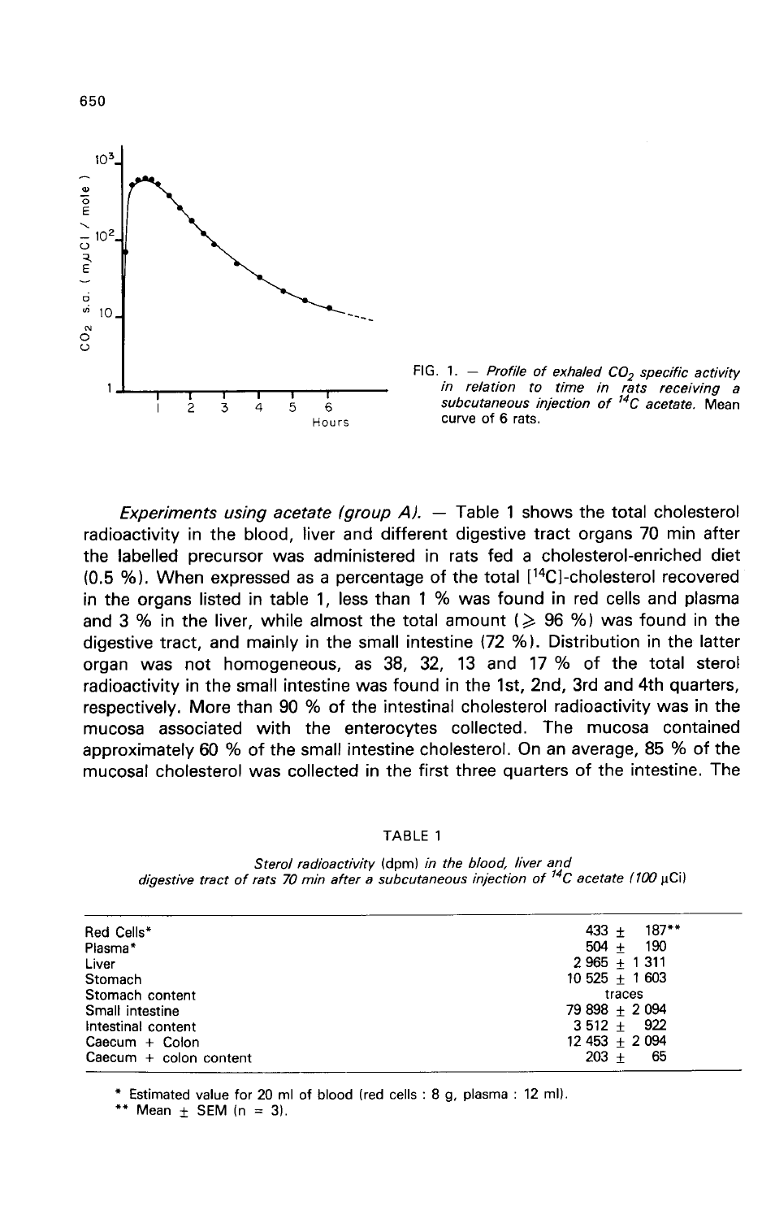FIG. 1. — *Profile of exhaled $CO_2$ specific activity in relation to time in rats receiving a subcutaneous injection of $^{14}C$ acetate.* Mean curve of 6 rats.

*Experiments using acetate (group A).* — Table 1 shows the total cholesterol radioactivity in the blood, liver and different digestive tract organs 70 min after the labelled precursor was administered in rats fed a cholesterol-enriched diet (0.5 %). When expressed as a percentage of the total [$^{14}$C]-cholesterol recovered in the organs listed in table 1, less than 1 % was found in red cells and plasma and 3 % in the liver, while almost the total amount ($\geqslant$ 96 %) was found in the digestive tract, and mainly in the small intestine (72 %). Distribution in the latter organ was not homogeneous, as 38, 32, 13 and 17 % of the total sterol radioactivity in the small intestine was found in the 1st, 2nd, 3rd and 4th quarters, respectively. More than 90 % of the intestinal cholesterol radioactivity was in the mucosa associated with the enterocytes collected. The mucosa contained approximately 60 % of the small intestine cholesterol. On an average, 85 % of the mucosal cholesterol was collected in the first three quarters of the intestine. The

TABLE 1

*Sterol radioactivity* (dpm) *in the blood, liver and digestive tract of rats 70 min after a subcutaneous injection of $^{14}C$ acetate (100 µCi)*

| | |
|---|---|
| Red Cells* | 433 ± 187** |
| Plasma* | 504 ± 190 |
| Liver | 2 965 ± 1 311 |
| Stomach | 10 525 ± 1 603 |
| Stomach content | traces |
| Small intestine | 79 898 ± 2 094 |
| Intestinal content | 3 512 ± 922 |
| Caecum + Colon | 12 453 ± 2 094 |
| Caecum + colon content | 203 ± 65 |

\* Estimated value for 20 ml of blood (red cells : 8 g, plasma : 12 ml).

\*\* Mean ± SEM (n = 3).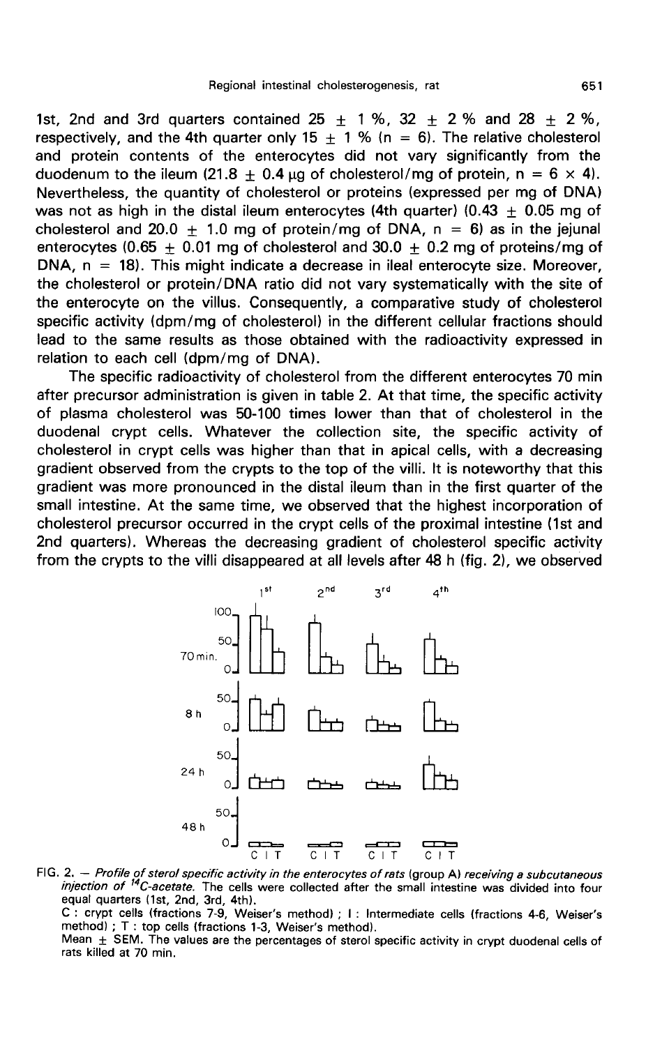1st, 2nd and 3rd quarters contained 25 ± 1 %, 32 ± 2 % and 28 ± 2 %, respectively, and the 4th quarter only 15 ± 1 % (n = 6). The relative cholesterol and protein contents of the enterocytes did not vary significantly from the duodenum to the ileum (21.8 ± 0.4 µg of cholesterol/mg of protein, n = 6 × 4). Nevertheless, the quantity of cholesterol or proteins (expressed per mg of DNA) was not as high in the distal ileum enterocytes (4th quarter) (0.43 ± 0.05 mg of cholesterol and 20.0 ± 1.0 mg of protein/mg of DNA, n = 6) as in the jejunal enterocytes (0.65 ± 0.01 mg of cholesterol and 30.0 ± 0.2 mg of proteins/mg of DNA, n = 18). This might indicate a decrease in ileal enterocyte size. Moreover, the cholesterol or protein/DNA ratio did not vary systematically with the site of the enterocyte on the villus. Consequently, a comparative study of cholesterol specific activity (dpm/mg of cholesterol) in the different cellular fractions should lead to the same results as those obtained with the radioactivity expressed in relation to each cell (dpm/mg of DNA).

The specific radioactivity of cholesterol from the different enterocytes 70 min after precursor administration is given in table 2. At that time, the specific activity of plasma cholesterol was 50-100 times lower than that of cholesterol in the duodenal crypt cells. Whatever the collection site, the specific activity of cholesterol in crypt cells was higher than that in apical cells, with a decreasing gradient observed from the crypts to the top of the villi. It is noteworthy that this gradient was more pronounced in the distal ileum than in the first quarter of the small intestine. At the same time, we observed that the highest incorporation of cholesterol precursor occurred in the crypt cells of the proximal intestine (1st and 2nd quarters). Whereas the decreasing gradient of cholesterol specific activity from the crypts to the villi disappeared at all levels after 48 h (fig. 2), we observed

FIG. 2. — *Profile of sterol specific activity in the enterocytes of rats* (group A) *receiving a subcutaneous injection of* $^{14}C$*-acetate.* The cells were collected after the small intestine was divided into four equal quarters (1st, 2nd, 3rd, 4th).
C : crypt cells (fractions 7-9, Weiser's method) ; I : Intermediate cells (fractions 4-6, Weiser's method) ; T : top cells (fractions 1-3, Weiser's method).
Mean ± SEM. The values are the percentages of sterol specific activity in crypt duodenal cells of rats killed at 70 min.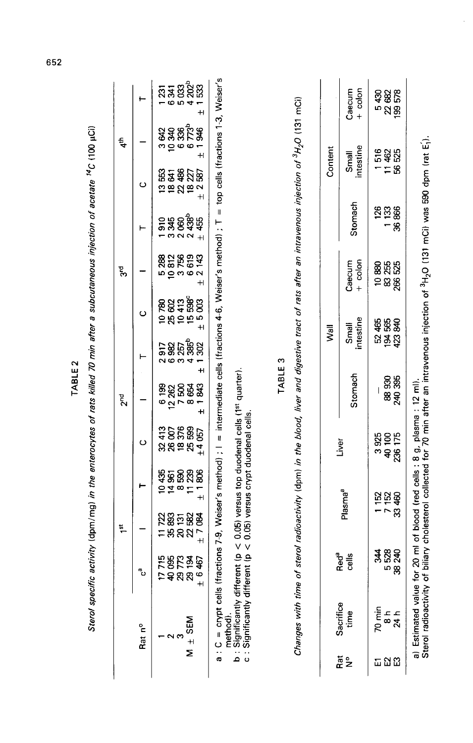## TABLE 2

*Sterol specific activity (dpm/mg) in the enterocytes of rats killed 70 min after a subcutaneous injection of acetate $^{14}C$ (100 µCi)*

| Rat n° | 1st | | | 2nd | | | 3rd | | | 4th | | |
|---|---|---|---|---|---|---|---|---|---|---|---|---|
| | C[a] | I | T | C | I | T | C | I | T | C | I | T |
| 1 | 17 715 | 11 722 | 10 435 | 32 413 | 6 199 | 2 917 | 10 780 | 5 288 | 1 910 | 13 553 | 3 642 | 1 231 |
| 2 | 40 095 | 35 893 | 14 961 | 26 007 | 12 262 | 6 982 | 25 602 | 10 812 | 3 345 | 18 641 | 10 340 | 6 341 |
| 3 | 29 773 | 20 131 | 8 590 | 18 376 | 7 500 | 3 257 | 10 413 | 3 756 | 2 060 | 22 486 | 6 336 | 5 033 |
| M ± SEM | 29 194 | 22 582 | 11 239 | 25 599 | 8 654 | 4 385[b] | 15 598[c] | 6 619 | 2 438[b] | 18 227 | 6 773[b] | 4 202[b] |
| | ± 6 467 | ± 7 084 | ± 1 806 | ±4 057 | ± 1 843 | ± 1 302 | ± 5 003 | ± 2 143 | ± 455 | ± 2 587 | ± 1 946 | ± 1 533 |

a : C = crypt cells (fractions 7-9, Weiser's method) ; I = intermediate cells (fractions 4-6, Weiser's method) ; T = top cells (fractions 1-3, Weiser's method).

b : Significantly different ($p < 0.05$) versus top duodenal cells (1st quarter).

c : Significantly different ($p < 0.05$) versus crypt duodenal cells.

## TABLE 3

*Changes with time of sterol radioactivity (dpm) in the blood, liver and digestive tract of rats after an intravenous injection of $^{3}H_2O$ (131 mCi)*

| Rat N° | Sacrifice time | Red[a] cells | Plasma[a] | Liver | Wall | | | Content | | |
|---|---|---|---|---|---|---|---|---|---|---|
| | | | | | Stomach | Small intestine | Caecum + colon | Stomach | Small intestine | Caecum + colon |
| E1 | 70 min | 344 | 1 152 | 3 925 | – | 52 465 | 10 880 | 126 | 1 516 | 5 430 |
| E2 | 8 h | 5 528 | 7 152 | 40 100 | 88 930 | 194 565 | 83 255 | 1 133 | 11 462 | 22 682 |
| E3 | 24 h | 38 240 | 33 460 | 236 175 | 240 395 | 423 840 | 266 525 | 36 866 | 56 525 | 199 578 |

a) Estimated value for 20 ml of blood (red cells : 8 g, plasma : 12 ml).

Sterol radioactivity of biliary cholesterol collected for 70 min after an intravenous injection of $^{3}H_2O$ (131 mCi) was 590 dpm (rat $E_1'$).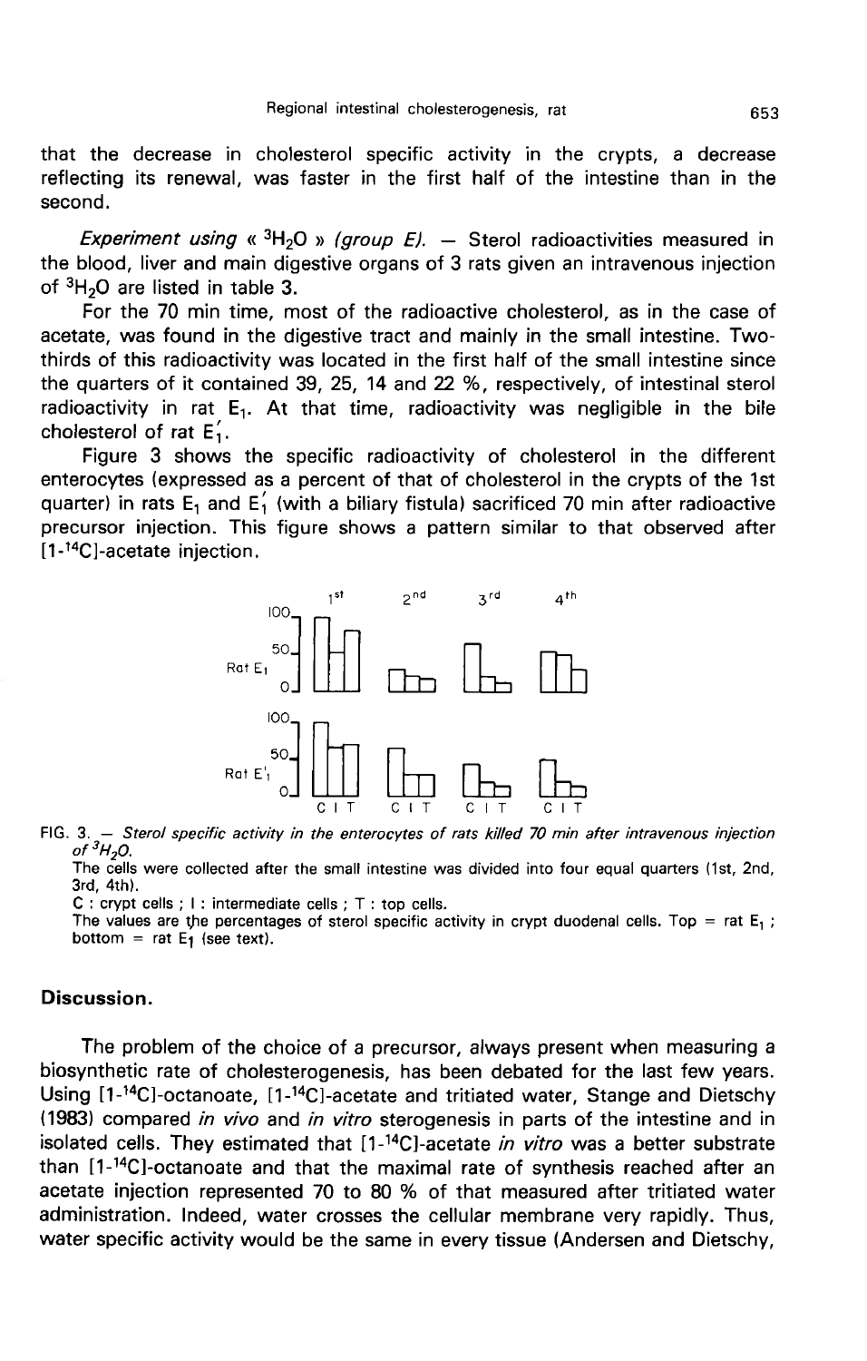that the decrease in cholesterol specific activity in the crypts, a decrease reflecting its renewal, was faster in the first half of the intestine than in the second.

*Experiment using « $^3H_2O$ » (group E).* — Sterol radioactivities measured in the blood, liver and main digestive organs of 3 rats given an intravenous injection of $^3H_2O$ are listed in table 3.

For the 70 min time, most of the radioactive cholesterol, as in the case of acetate, was found in the digestive tract and mainly in the small intestine. Two-thirds of this radioactivity was located in the first half of the small intestine since the quarters of it contained 39, 25, 14 and 22 %, respectively, of intestinal sterol radioactivity in rat $E_1$. At that time, radioactivity was negligible in the bile cholesterol of rat $E'_1$.

Figure 3 shows the specific radioactivity of cholesterol in the different enterocytes (expressed as a percent of that of cholesterol in the crypts of the 1st quarter) in rats $E_1$ and $E'_1$ (with a biliary fistula) sacrificed 70 min after radioactive precursor injection. This figure shows a pattern similar to that observed after [1-$^{14}$C]-acetate injection.

FIG. 3. — *Sterol specific activity in the enterocytes of rats killed 70 min after intravenous injection of $^3H_2O$.*

The cells were collected after the small intestine was divided into four equal quarters (1st, 2nd, 3rd, 4th).

C : crypt cells ; I : intermediate cells ; T : top cells.

The values are the percentages of sterol specific activity in crypt duodenal cells. Top = rat $E_1$ ; bottom = rat $E'_1$ (see text).

## Discussion.

The problem of the choice of a precursor, always present when measuring a biosynthetic rate of cholesterogenesis, has been debated for the last few years. Using [1-$^{14}$C]-octanoate, [1-$^{14}$C]-acetate and tritiated water, Stange and Dietschy (1983) compared *in vivo* and *in vitro* sterogenesis in parts of the intestine and in isolated cells. They estimated that [1-$^{14}$C]-acetate *in vitro* was a better substrate than [1-$^{14}$C]-octanoate and that the maximal rate of synthesis reached after an acetate injection represented 70 to 80 % of that measured after tritiated water administration. Indeed, water crosses the cellular membrane very rapidly. Thus, water specific activity would be the same in every tissue (Andersen and Dietschy,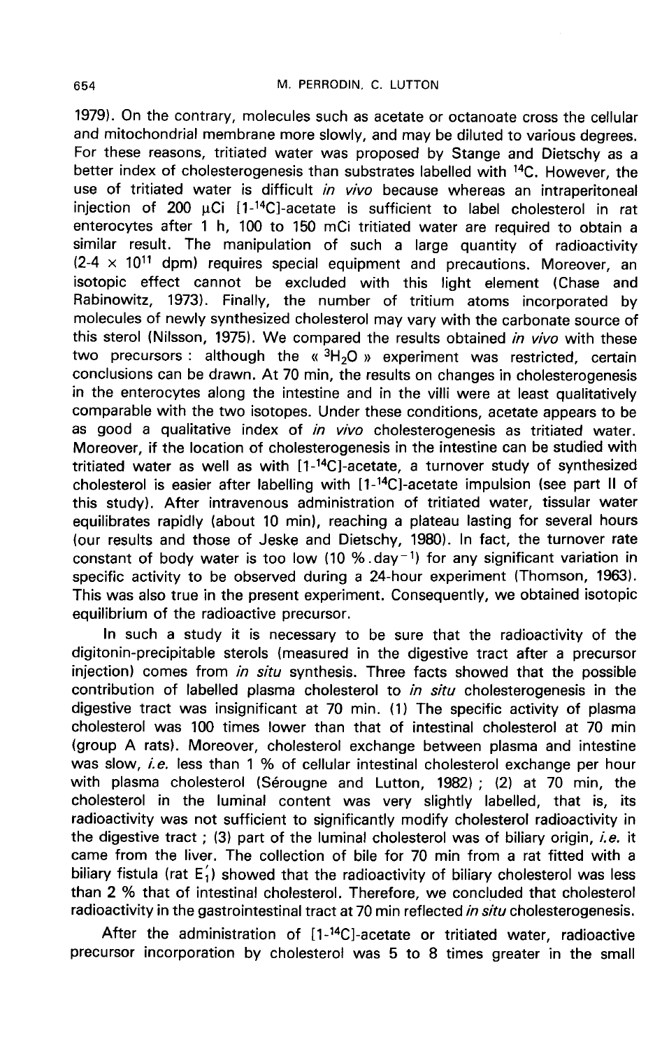1979). On the contrary, molecules such as acetate or octanoate cross the cellular and mitochondrial membrane more slowly, and may be diluted to various degrees. For these reasons, tritiated water was proposed by Stange and Dietschy as a better index of cholesterogenesis than substrates labelled with $^{14}C$. However, the use of tritiated water is difficult *in vivo* because whereas an intraperitoneal injection of 200 µCi [1-$^{14}C$]-acetate is sufficient to label cholesterol in rat enterocytes after 1 h, 100 to 150 mCi tritiated water are required to obtain a similar result. The manipulation of such a large quantity of radioactivity ($2\text{-}4 \times 10^{11}$ dpm) requires special equipment and precautions. Moreover, an isotopic effect cannot be excluded with this light element (Chase and Rabinowitz, 1973). Finally, the number of tritium atoms incorporated by molecules of newly synthesized cholesterol may vary with the carbonate source of this sterol (Nilsson, 1975). We compared the results obtained *in vivo* with these two precursors : although the « $^3H_2O$ » experiment was restricted, certain conclusions can be drawn. At 70 min, the results on changes in cholesterogenesis in the enterocytes along the intestine and in the villi were at least qualitatively comparable with the two isotopes. Under these conditions, acetate appears to be as good a qualitative index of *in vivo* cholesterogenesis as tritiated water. Moreover, if the location of cholesterogenesis in the intestine can be studied with tritiated water as well as with [1-$^{14}C$]-acetate, a turnover study of synthesized cholesterol is easier after labelling with [1-$^{14}C$]-acetate impulsion (see part II of this study). After intravenous administration of tritiated water, tissular water equilibrates rapidly (about 10 min), reaching a plateau lasting for several hours (our results and those of Jeske and Dietschy, 1980). In fact, the turnover rate constant of body water is too low (10 %.day$^{-1}$) for any significant variation in specific activity to be observed during a 24-hour experiment (Thomson, 1963). This was also true in the present experiment. Consequently, we obtained isotopic equilibrium of the radioactive precursor.

In such a study it is necessary to be sure that the radioactivity of the digitonin-precipitable sterols (measured in the digestive tract after a precursor injection) comes from *in situ* synthesis. Three facts showed that the possible contribution of labelled plasma cholesterol to *in situ* cholesterogenesis in the digestive tract was insignificant at 70 min. (1) The specific activity of plasma cholesterol was 100 times lower than that of intestinal cholesterol at 70 min (group A rats). Moreover, cholesterol exchange between plasma and intestine was slow, *i.e.* less than 1 % of cellular intestinal cholesterol exchange per hour with plasma cholesterol (Sérougne and Lutton, 1982) ; (2) at 70 min, the cholesterol in the luminal content was very slightly labelled, that is, its radioactivity was not sufficient to significantly modify cholesterol radioactivity in the digestive tract ; (3) part of the luminal cholesterol was of biliary origin, *i.e.* it came from the liver. The collection of bile for 70 min from a rat fitted with a biliary fistula (rat $E_1'$) showed that the radioactivity of biliary cholesterol was less than 2 % that of intestinal cholesterol. Therefore, we concluded that cholesterol radioactivity in the gastrointestinal tract at 70 min reflected *in situ* cholesterogenesis.

After the administration of [1-$^{14}C$]-acetate or tritiated water, radioactive precursor incorporation by cholesterol was 5 to 8 times greater in the small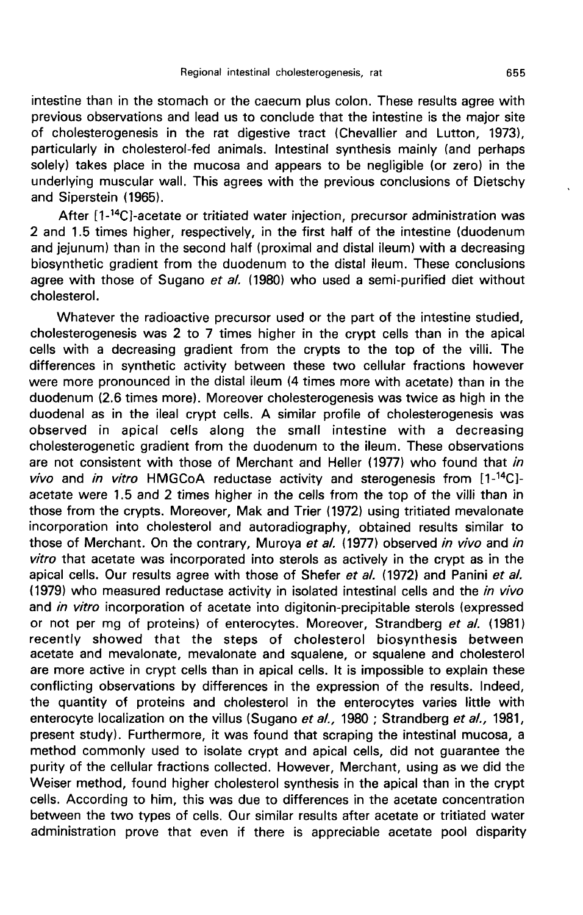intestine than in the stomach or the caecum plus colon. These results agree with previous observations and lead us to conclude that the intestine is the major site of cholesterogenesis in the rat digestive tract (Chevallier and Lutton, 1973), particularly in cholesterol-fed animals. Intestinal synthesis mainly (and perhaps solely) takes place in the mucosa and appears to be negligible (or zero) in the underlying muscular wall. This agrees with the previous conclusions of Dietschy and Siperstein (1965).

After [1-$^{14}$C]-acetate or tritiated water injection, precursor administration was 2 and 1.5 times higher, respectively, in the first half of the intestine (duodenum and jejunum) than in the second half (proximal and distal ileum) with a decreasing biosynthetic gradient from the duodenum to the distal ileum. These conclusions agree with those of Sugano *et al.* (1980) who used a semi-purified diet without cholesterol.

Whatever the radioactive precursor used or the part of the intestine studied, cholesterogenesis was 2 to 7 times higher in the crypt cells than in the apical cells with a decreasing gradient from the crypts to the top of the villi. The differences in synthetic activity between these two cellular fractions however were more pronounced in the distal ileum (4 times more with acetate) than in the duodenum (2.6 times more). Moreover cholesterogenesis was twice as high in the duodenal as in the ileal crypt cells. A similar profile of cholesterogenesis was observed in apical cells along the small intestine with a decreasing cholesterogenetic gradient from the duodenum to the ileum. These observations are not consistent with those of Merchant and Heller (1977) who found that *in vivo* and *in vitro* HMGCoA reductase activity and sterogenesis from [1-$^{14}$C]-acetate were 1.5 and 2 times higher in the cells from the top of the villi than in those from the crypts. Moreover, Mak and Trier (1972) using tritiated mevalonate incorporation into cholesterol and autoradiography, obtained results similar to those of Merchant. On the contrary, Muroya *et al.* (1977) observed *in vivo* and *in vitro* that acetate was incorporated into sterols as actively in the crypt as in the apical cells. Our results agree with those of Shefer *et al.* (1972) and Panini *et al.* (1979) who measured reductase activity in isolated intestinal cells and the *in vivo* and *in vitro* incorporation of acetate into digitonin-precipitable sterols (expressed or not per mg of proteins) of enterocytes. Moreover, Strandberg *et al.* (1981) recently showed that the steps of cholesterol biosynthesis between acetate and mevalonate, mevalonate and squalene, or squalene and cholesterol are more active in crypt cells than in apical cells. It is impossible to explain these conflicting observations by differences in the expression of the results. Indeed, the quantity of proteins and cholesterol in the enterocytes varies little with enterocyte localization on the villus (Sugano *et al.*, 1980 ; Strandberg *et al.*, 1981, present study). Furthermore, it was found that scraping the intestinal mucosa, a method commonly used to isolate crypt and apical cells, did not guarantee the purity of the cellular fractions collected. However, Merchant, using as we did the Weiser method, found higher cholesterol synthesis in the apical than in the crypt cells. According to him, this was due to differences in the acetate concentration between the two types of cells. Our similar results after acetate or tritiated water administration prove that even if there is appreciable acetate pool disparity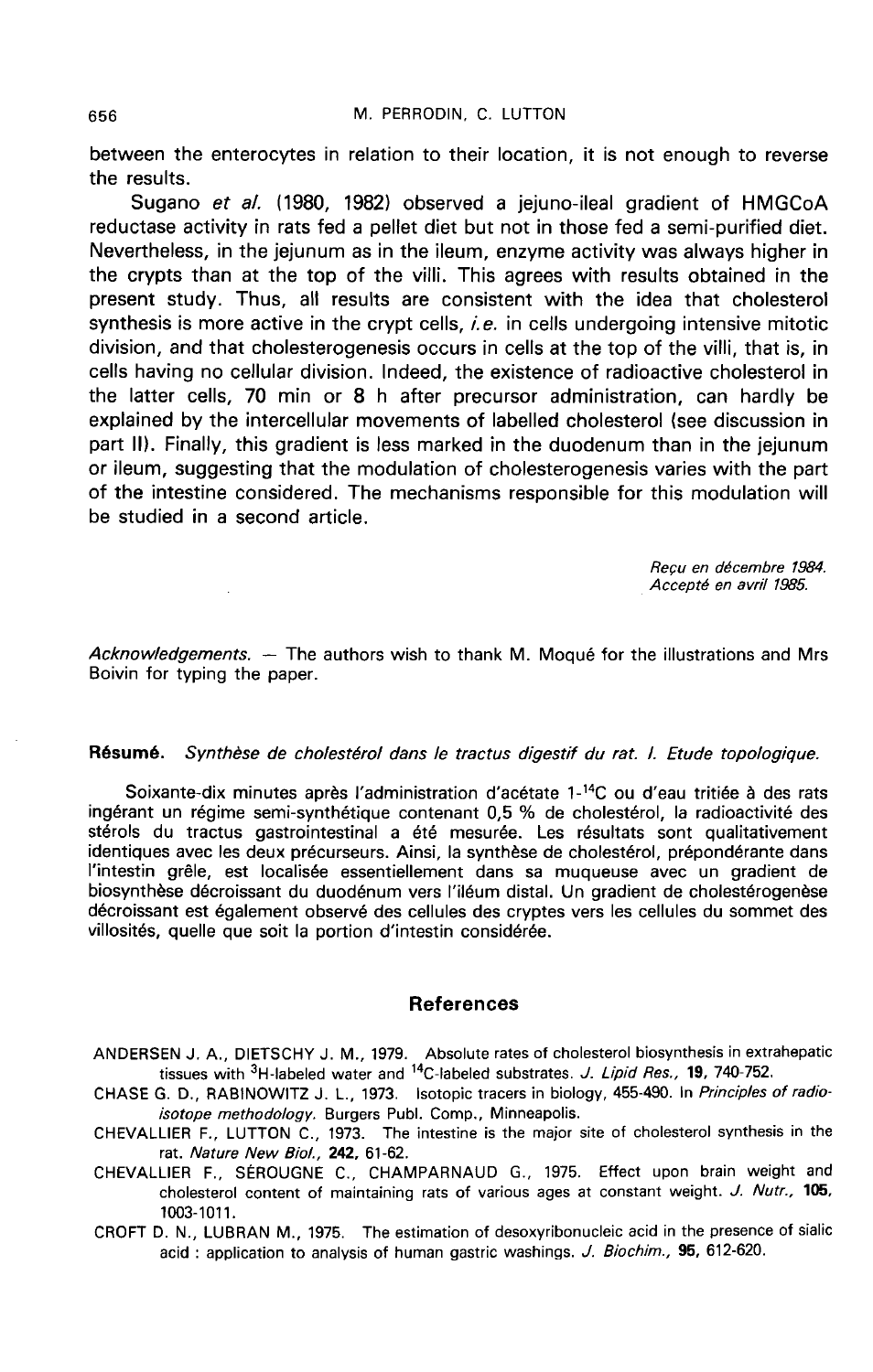between the enterocytes in relation to their location, it is not enough to reverse the results.

Sugano *et al.* (1980, 1982) observed a jejuno-ileal gradient of HMGCoA reductase activity in rats fed a pellet diet but not in those fed a semi-purified diet. Nevertheless, in the jejunum as in the ileum, enzyme activity was always higher in the crypts than at the top of the villi. This agrees with results obtained in the present study. Thus, all results are consistent with the idea that cholesterol synthesis is more active in the crypt cells, *i.e.* in cells undergoing intensive mitotic division, and that cholesterogenesis occurs in cells at the top of the villi, that is, in cells having no cellular division. Indeed, the existence of radioactive cholesterol in the latter cells, 70 min or 8 h after precursor administration, can hardly be explained by the intercellular movements of labelled cholesterol (see discussion in part II). Finally, this gradient is less marked in the duodenum than in the jejunum or ileum, suggesting that the modulation of cholesterogenesis varies with the part of the intestine considered. The mechanisms responsible for this modulation will be studied in a second article.

*Reçu en décembre 1984.*
*Accepté en avril 1985.*

*Acknowledgements.* — The authors wish to thank M. Moqué for the illustrations and Mrs Boivin for typing the paper.

**Résumé.** *Synthèse de cholestérol dans le tractus digestif du rat. I. Etude topologique.*

Soixante-dix minutes après l'administration d'acétate 1-$^{14}C$ ou d'eau tritiée à des rats ingérant un régime semi-synthétique contenant 0,5 % de cholestérol, la radioactivité des stérols du tractus gastrointestinal a été mesurée. Les résultats sont qualitativement identiques avec les deux précurseurs. Ainsi, la synthèse de cholestérol, prépondérante dans l'intestin grêle, est localisée essentiellement dans sa muqueuse avec un gradient de biosynthèse décroissant du duodénum vers l'iléum distal. Un gradient de cholestérogenèse décroissant est également observé des cellules des cryptes vers les cellules du sommet des villosités, quelle que soit la portion d'intestin considérée.

## References

ANDERSEN J. A., DIETSCHY J. M., 1979. Absolute rates of cholesterol biosynthesis in extrahepatic tissues with $^{3}H$-labeled water and $^{14}C$-labeled substrates. *J. Lipid Res.*, **19**, 740-752.

CHASE G. D., RABINOWITZ J. L., 1973. Isotopic tracers in biology, 455-490. In *Principles of radio-isotope methodology*. Burgers Publ. Comp., Minneapolis.

CHEVALLIER F., LUTTON C., 1973. The intestine is the major site of cholesterol synthesis in the rat. *Nature New Biol.*, **242**, 61-62.

CHEVALLIER F., SÉROUGNE C., CHAMPARNAUD G., 1975. Effect upon brain weight and cholesterol content of maintaining rats of various ages at constant weight. *J. Nutr.*, **105**, 1003-1011.

CROFT D. N., LUBRAN M., 1975. The estimation of desoxyribonucleic acid in the presence of sialic acid : application to analysis of human gastric washings. *J. Biochim.*, **95**, 612-620.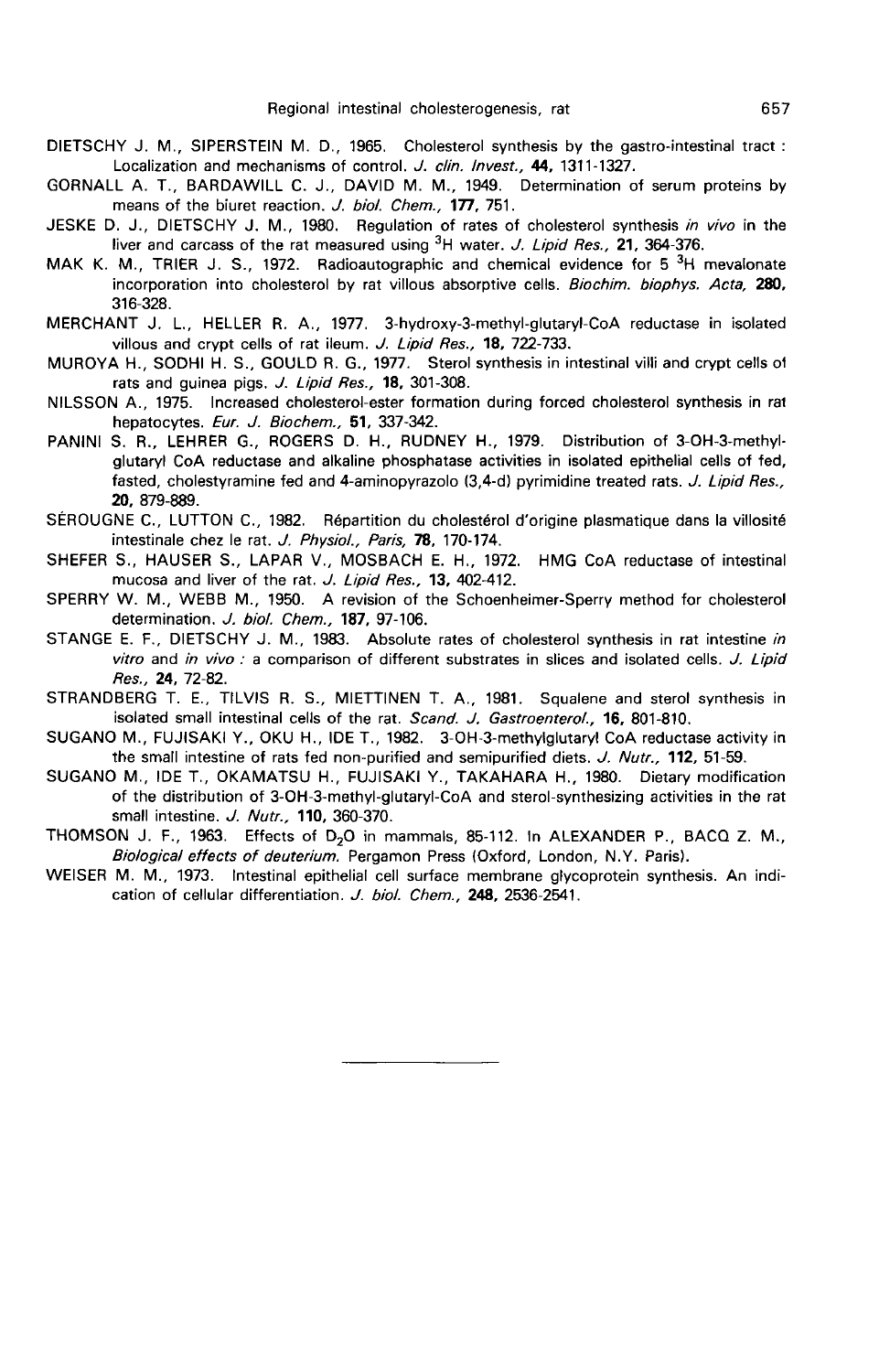DIETSCHY J. M., SIPERSTEIN M. D., 1965. Cholesterol synthesis by the gastro-intestinal tract : Localization and mechanisms of control. *J. clin. Invest.*, **44**, 1311-1327.

GORNALL A. T., BARDAWILL C. J., DAVID M. M., 1949. Determination of serum proteins by means of the biuret reaction. *J. biol. Chem.*, **177**, 751.

JESKE D. J., DIETSCHY J. M., 1980. Regulation of rates of cholesterol synthesis *in vivo* in the liver and carcass of the rat measured using $^3H$ water. *J. Lipid Res.*, **21**, 364-376.

MAK K. M., TRIER J. S., 1972. Radioautographic and chemical evidence for 5 $^3H$ mevalonate incorporation into cholesterol by rat villous absorptive cells. *Biochim. biophys. Acta*, **280**, 316-328.

MERCHANT J. L., HELLER R. A., 1977. 3-hydroxy-3-methyl-glutaryl-CoA reductase in isolated villous and crypt cells of rat ileum. *J. Lipid Res.*, **18**, 722-733.

MUROYA H., SODHI H. S., GOULD R. G., 1977. Sterol synthesis in intestinal villi and crypt cells of rats and guinea pigs. *J. Lipid Res.*, **18**, 301-308.

NILSSON A., 1975. Increased cholesterol-ester formation during forced cholesterol synthesis in rat hepatocytes. *Eur. J. Biochem.*, **51**, 337-342.

PANINI S. R., LEHRER G., ROGERS D. H., RUDNEY H., 1979. Distribution of 3-OH-3-methyl-glutaryl CoA reductase and alkaline phosphatase activities in isolated epithelial cells of fed, fasted, cholestyramine fed and 4-aminopyrazolo (3,4-d) pyrimidine treated rats. *J. Lipid Res.*, **20**, 879-889.

SÉROUGNE C., LUTTON C., 1982. Répartition du cholestérol d'origine plasmatique dans la villosité intestinale chez le rat. *J. Physiol., Paris*, **78**, 170-174.

SHEFER S., HAUSER S., LAPAR V., MOSBACH E. H., 1972. HMG CoA reductase of intestinal mucosa and liver of the rat. *J. Lipid Res.*, **13**, 402-412.

SPERRY W. M., WEBB M., 1950. A revision of the Schoenheimer-Sperry method for cholesterol determination. *J. biol. Chem.*, **187**, 97-106.

STANGE E. F., DIETSCHY J. M., 1983. Absolute rates of cholesterol synthesis in rat intestine *in vitro* and *in vivo* : a comparison of different substrates in slices and isolated cells. *J. Lipid Res.*, **24**, 72-82.

STRANDBERG T. E., TILVIS R. S., MIETTINEN T. A., 1981. Squalene and sterol synthesis in isolated small intestinal cells of the rat. *Scand. J. Gastroenterol.*, **16**, 801-810.

SUGANO M., FUJISAKI Y., OKU H., IDE T., 1982. 3-OH-3-methylglutaryl CoA reductase activity in the small intestine of rats fed non-purified and semipurified diets. *J. Nutr.*, **112**, 51-59.

SUGANO M., IDE T., OKAMATSU H., FUJISAKI Y., TAKAHARA H., 1980. Dietary modification of the distribution of 3-OH-3-methyl-glutaryl-CoA and sterol-synthesizing activities in the rat small intestine. *J. Nutr.*, **110**, 360-370.

THOMSON J. F., 1963. Effects of $D_2O$ in mammals, 85-112. In ALEXANDER P., BACQ Z. M., *Biological effects of deuterium*. Pergamon Press (Oxford, London, N.Y. Paris).

WEISER M. M., 1973. Intestinal epithelial cell surface membrane glycoprotein synthesis. An indication of cellular differentiation. *J. biol. Chem.*, **248**, 2536-2541.